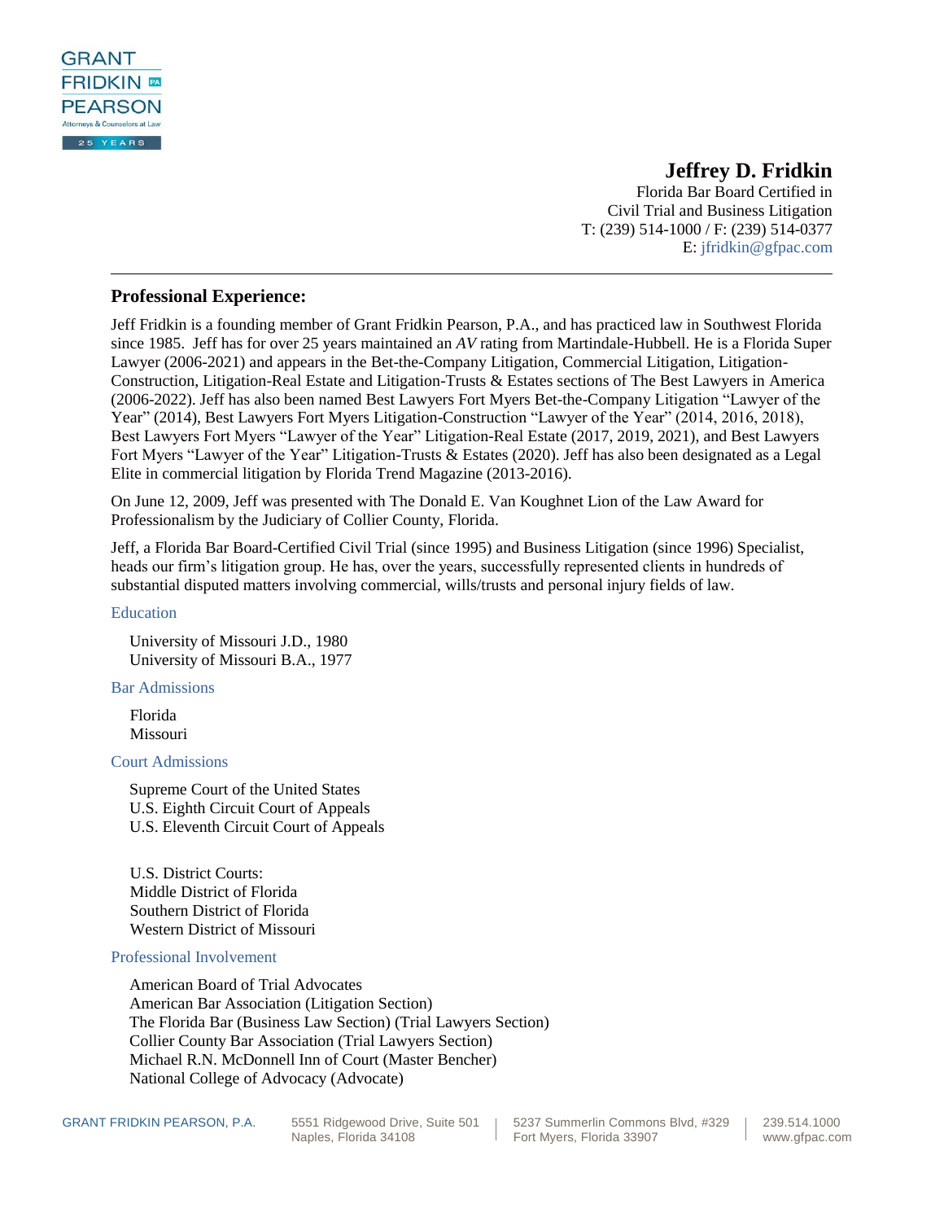GRANT
FRIDKIN PA
PEARSON
Attorneys & Counselors at Law
25 YEARS

**Jeffrey D. Fridkin**
Florida Bar Board Certified in
Civil Trial and Business Litigation
T: (239) 514-1000 / F: (239) 514-0377
E: jfridkin@gfpac.com

---

## Professional Experience:

Jeff Fridkin is a founding member of Grant Fridkin Pearson, P.A., and has practiced law in Southwest Florida since 1985. Jeff has for over 25 years maintained an *AV* rating from Martindale-Hubbell. He is a Florida Super Lawyer (2006-2021) and appears in the Bet-the-Company Litigation, Commercial Litigation, Litigation-Construction, Litigation-Real Estate and Litigation-Trusts & Estates sections of The Best Lawyers in America (2006-2022). Jeff has also been named Best Lawyers Fort Myers Bet-the-Company Litigation "Lawyer of the Year" (2014), Best Lawyers Fort Myers Litigation-Construction "Lawyer of the Year" (2014, 2016, 2018), Best Lawyers Fort Myers "Lawyer of the Year" Litigation-Real Estate (2017, 2019, 2021), and Best Lawyers Fort Myers "Lawyer of the Year" Litigation-Trusts & Estates (2020). Jeff has also been designated as a Legal Elite in commercial litigation by Florida Trend Magazine (2013-2016).

On June 12, 2009, Jeff was presented with The Donald E. Van Koughnet Lion of the Law Award for Professionalism by the Judiciary of Collier County, Florida.

Jeff, a Florida Bar Board-Certified Civil Trial (since 1995) and Business Litigation (since 1996) Specialist, heads our firm's litigation group. He has, over the years, successfully represented clients in hundreds of substantial disputed matters involving commercial, wills/trusts and personal injury fields of law.

### Education

University of Missouri J.D., 1980
University of Missouri B.A., 1977

### Bar Admissions

Florida
Missouri

### Court Admissions

Supreme Court of the United States
U.S. Eighth Circuit Court of Appeals
U.S. Eleventh Circuit Court of Appeals

U.S. District Courts:
Middle District of Florida
Southern District of Florida
Western District of Missouri

### Professional Involvement

American Board of Trial Advocates
American Bar Association (Litigation Section)
The Florida Bar (Business Law Section) (Trial Lawyers Section)
Collier County Bar Association (Trial Lawyers Section)
Michael R.N. McDonnell Inn of Court (Master Bencher)
National College of Advocacy (Advocate)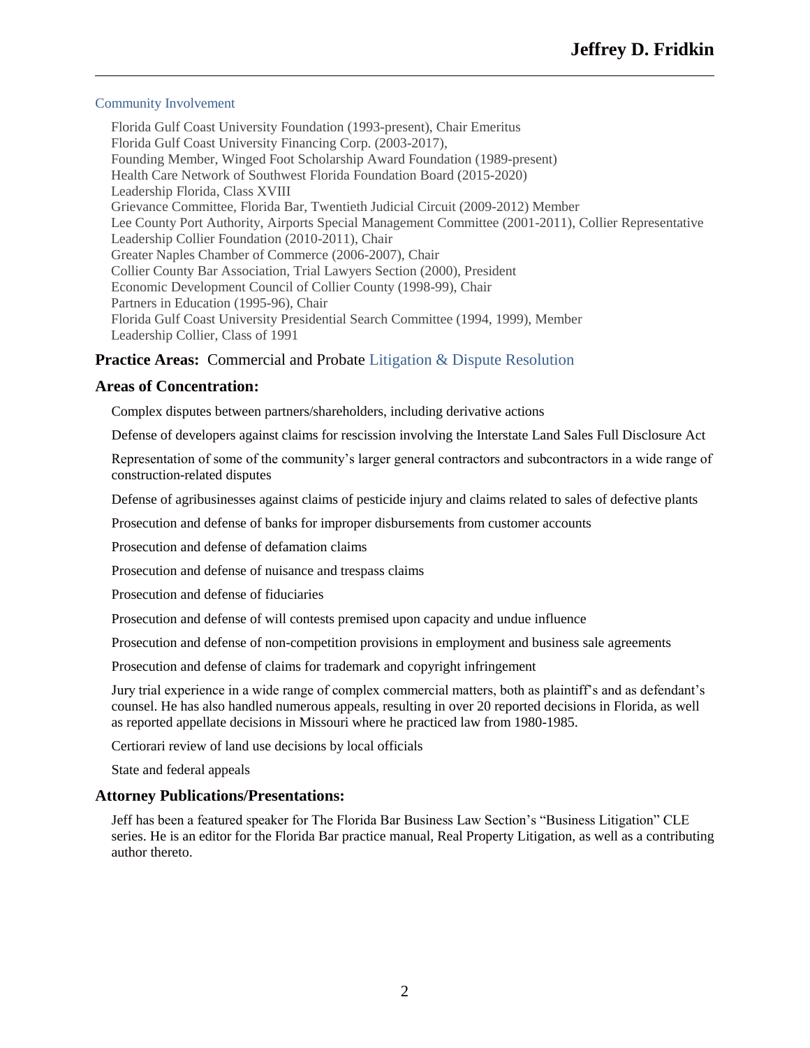### Community Involvement

Florida Gulf Coast University Foundation (1993-present), Chair Emeritus
Florida Gulf Coast University Financing Corp. (2003-2017),
Founding Member, Winged Foot Scholarship Award Foundation (1989-present)
Health Care Network of Southwest Florida Foundation Board (2015-2020)
Leadership Florida, Class XVIII
Grievance Committee, Florida Bar, Twentieth Judicial Circuit (2009-2012) Member
Lee County Port Authority, Airports Special Management Committee (2001-2011), Collier Representative
Leadership Collier Foundation (2010-2011), Chair
Greater Naples Chamber of Commerce (2006-2007), Chair
Collier County Bar Association, Trial Lawyers Section (2000), President
Economic Development Council of Collier County (1998-99), Chair
Partners in Education (1995-96), Chair
Florida Gulf Coast University Presidential Search Committee (1994, 1999), Member
Leadership Collier, Class of 1991

**Practice Areas:** Commercial and Probate Litigation & Dispute Resolution

## Areas of Concentration:

Complex disputes between partners/shareholders, including derivative actions

Defense of developers against claims for rescission involving the Interstate Land Sales Full Disclosure Act

Representation of some of the community's larger general contractors and subcontractors in a wide range of construction-related disputes

Defense of agribusinesses against claims of pesticide injury and claims related to sales of defective plants

Prosecution and defense of banks for improper disbursements from customer accounts

Prosecution and defense of defamation claims

Prosecution and defense of nuisance and trespass claims

Prosecution and defense of fiduciaries

Prosecution and defense of will contests premised upon capacity and undue influence

Prosecution and defense of non-competition provisions in employment and business sale agreements

Prosecution and defense of claims for trademark and copyright infringement

Jury trial experience in a wide range of complex commercial matters, both as plaintiff's and as defendant's counsel. He has also handled numerous appeals, resulting in over 20 reported decisions in Florida, as well as reported appellate decisions in Missouri where he practiced law from 1980-1985.

Certiorari review of land use decisions by local officials

State and federal appeals

## Attorney Publications/Presentations:

Jeff has been a featured speaker for The Florida Bar Business Law Section's "Business Litigation" CLE series. He is an editor for the Florida Bar practice manual, Real Property Litigation, as well as a contributing author thereto.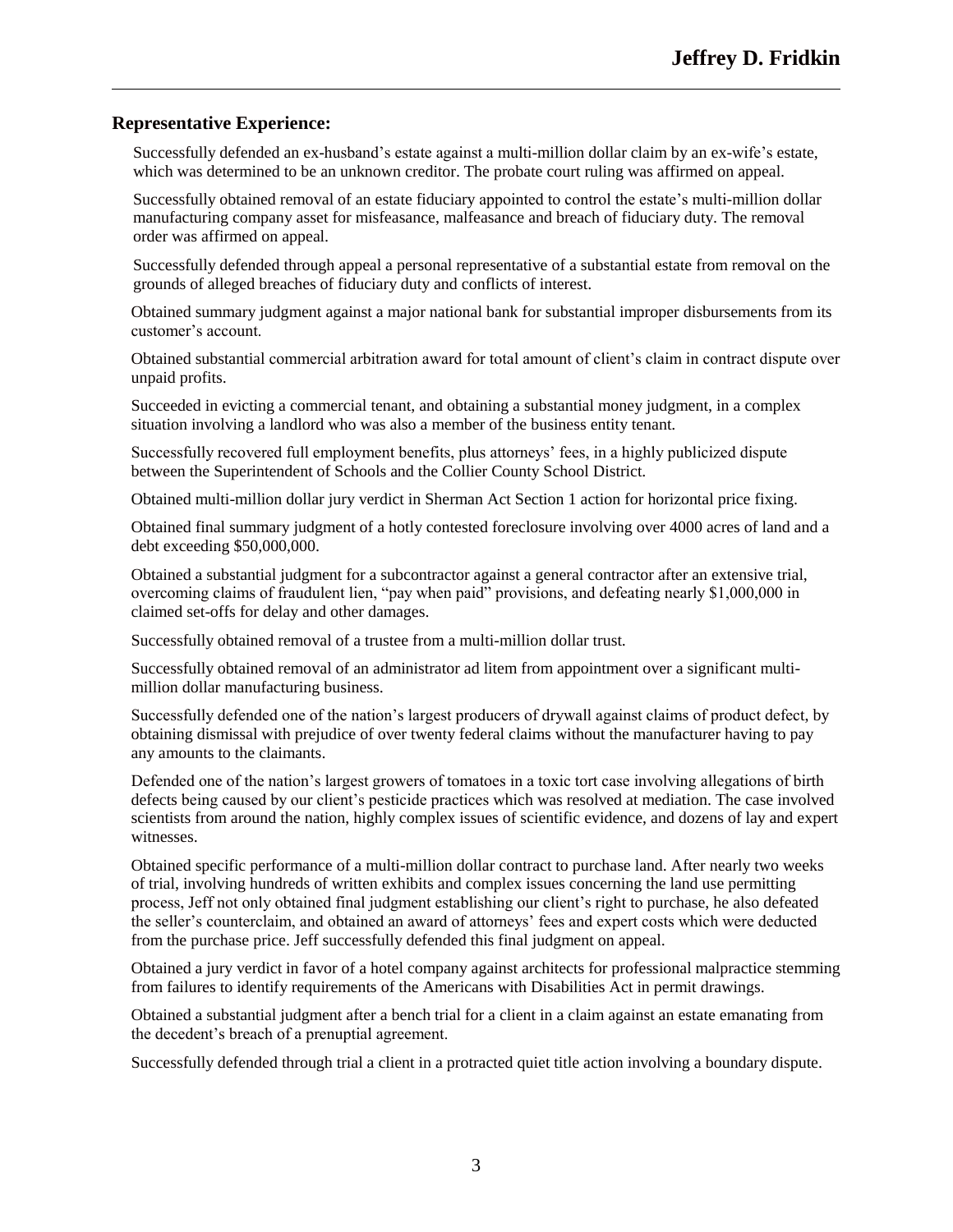## Representative Experience:

Successfully defended an ex-husband's estate against a multi-million dollar claim by an ex-wife's estate, which was determined to be an unknown creditor. The probate court ruling was affirmed on appeal.

Successfully obtained removal of an estate fiduciary appointed to control the estate's multi-million dollar manufacturing company asset for misfeasance, malfeasance and breach of fiduciary duty. The removal order was affirmed on appeal.

Successfully defended through appeal a personal representative of a substantial estate from removal on the grounds of alleged breaches of fiduciary duty and conflicts of interest.

Obtained summary judgment against a major national bank for substantial improper disbursements from its customer's account.

Obtained substantial commercial arbitration award for total amount of client's claim in contract dispute over unpaid profits.

Succeeded in evicting a commercial tenant, and obtaining a substantial money judgment, in a complex situation involving a landlord who was also a member of the business entity tenant.

Successfully recovered full employment benefits, plus attorneys' fees, in a highly publicized dispute between the Superintendent of Schools and the Collier County School District.

Obtained multi-million dollar jury verdict in Sherman Act Section 1 action for horizontal price fixing.

Obtained final summary judgment of a hotly contested foreclosure involving over 4000 acres of land and a debt exceeding $50,000,000.

Obtained a substantial judgment for a subcontractor against a general contractor after an extensive trial, overcoming claims of fraudulent lien, "pay when paid" provisions, and defeating nearly $1,000,000 in claimed set-offs for delay and other damages.

Successfully obtained removal of a trustee from a multi-million dollar trust.

Successfully obtained removal of an administrator ad litem from appointment over a significant multi-million dollar manufacturing business.

Successfully defended one of the nation's largest producers of drywall against claims of product defect, by obtaining dismissal with prejudice of over twenty federal claims without the manufacturer having to pay any amounts to the claimants.

Defended one of the nation's largest growers of tomatoes in a toxic tort case involving allegations of birth defects being caused by our client's pesticide practices which was resolved at mediation. The case involved scientists from around the nation, highly complex issues of scientific evidence, and dozens of lay and expert witnesses.

Obtained specific performance of a multi-million dollar contract to purchase land. After nearly two weeks of trial, involving hundreds of written exhibits and complex issues concerning the land use permitting process, Jeff not only obtained final judgment establishing our client's right to purchase, he also defeated the seller's counterclaim, and obtained an award of attorneys' fees and expert costs which were deducted from the purchase price. Jeff successfully defended this final judgment on appeal.

Obtained a jury verdict in favor of a hotel company against architects for professional malpractice stemming from failures to identify requirements of the Americans with Disabilities Act in permit drawings.

Obtained a substantial judgment after a bench trial for a client in a claim against an estate emanating from the decedent's breach of a prenuptial agreement.

Successfully defended through trial a client in a protracted quiet title action involving a boundary dispute.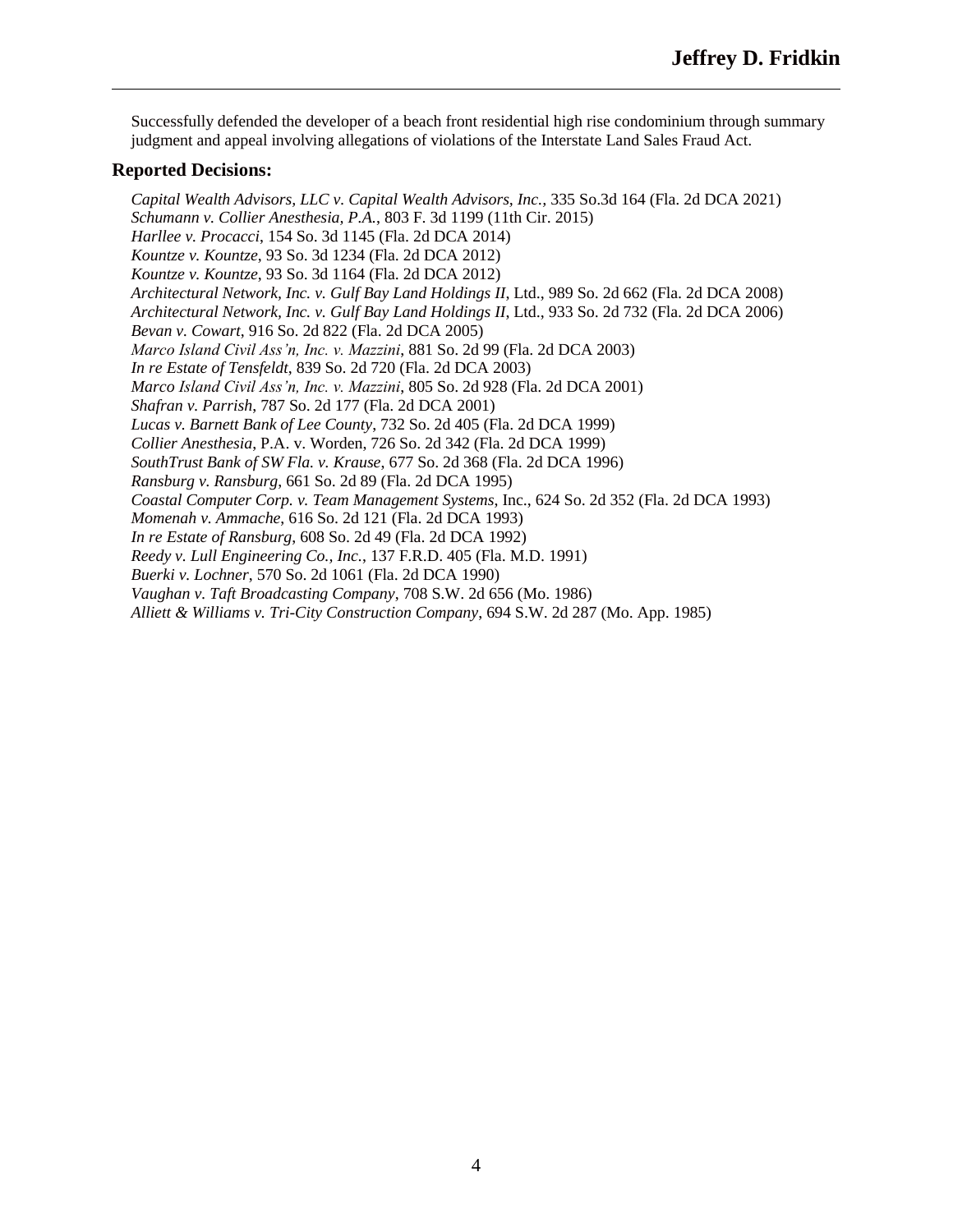Successfully defended the developer of a beach front residential high rise condominium through summary judgment and appeal involving allegations of violations of the Interstate Land Sales Fraud Act.

## Reported Decisions:

*Capital Wealth Advisors, LLC v. Capital Wealth Advisors, Inc.,* 335 So.3d 164 (Fla. 2d DCA 2021)
*Schumann v. Collier Anesthesia, P.A.*, 803 F. 3d 1199 (11th Cir. 2015)
*Harllee v. Procacci*, 154 So. 3d 1145 (Fla. 2d DCA 2014)
*Kountze v. Kountze*, 93 So. 3d 1234 (Fla. 2d DCA 2012)
*Kountze v. Kountze*, 93 So. 3d 1164 (Fla. 2d DCA 2012)
*Architectural Network, Inc. v. Gulf Bay Land Holdings II*, Ltd., 989 So. 2d 662 (Fla. 2d DCA 2008)
*Architectural Network, Inc. v. Gulf Bay Land Holdings II*, Ltd., 933 So. 2d 732 (Fla. 2d DCA 2006)
*Bevan v. Cowart*, 916 So. 2d 822 (Fla. 2d DCA 2005)
*Marco Island Civil Ass'n, Inc. v. Mazzini*, 881 So. 2d 99 (Fla. 2d DCA 2003)
*In re Estate of Tensfeldt*, 839 So. 2d 720 (Fla. 2d DCA 2003)
*Marco Island Civil Ass'n, Inc. v. Mazzini*, 805 So. 2d 928 (Fla. 2d DCA 2001)
*Shafran v. Parrish*, 787 So. 2d 177 (Fla. 2d DCA 2001)
*Lucas v. Barnett Bank of Lee County*, 732 So. 2d 405 (Fla. 2d DCA 1999)
*Collier Anesthesia*, P.A. v. Worden, 726 So. 2d 342 (Fla. 2d DCA 1999)
*SouthTrust Bank of SW Fla. v. Krause*, 677 So. 2d 368 (Fla. 2d DCA 1996)
*Ransburg v. Ransburg*, 661 So. 2d 89 (Fla. 2d DCA 1995)
*Coastal Computer Corp. v. Team Management Systems*, Inc., 624 So. 2d 352 (Fla. 2d DCA 1993)
*Momenah v. Ammache*, 616 So. 2d 121 (Fla. 2d DCA 1993)
*In re Estate of Ransburg*, 608 So. 2d 49 (Fla. 2d DCA 1992)
*Reedy v. Lull Engineering Co., Inc.*, 137 F.R.D. 405 (Fla. M.D. 1991)
*Buerki v. Lochner*, 570 So. 2d 1061 (Fla. 2d DCA 1990)
*Vaughan v. Taft Broadcasting Company*, 708 S.W. 2d 656 (Mo. 1986)
*Alliett & Williams v. Tri-City Construction Company*, 694 S.W. 2d 287 (Mo. App. 1985)